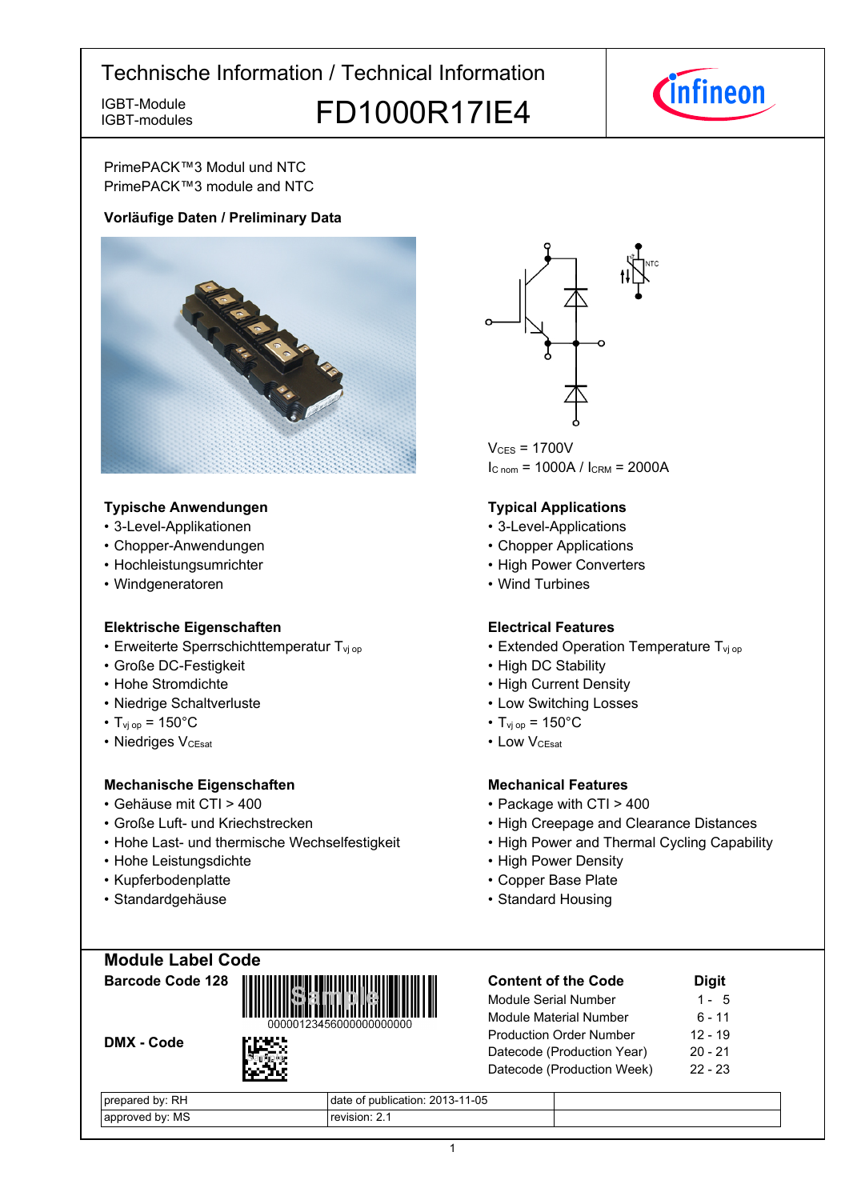# Technische Information / Technical Information

IGBT-Module
IGBT-modules

**FD1000R17IE4**

PrimePACK™3 Modul und NTC
PrimePACK™3 module and NTC

**Vorläufige Daten / Preliminary Data**

$V_{CES}$ = 1700V
$I_{C\ nom}$ = 1000A / $I_{CRM}$ = 2000A

### Typische Anwendungen
- 3-Level-Applikationen
- Chopper-Anwendungen
- Hochleistungsumrichter
- Windgeneratoren

### Typical Applications
- 3-Level-Applications
- Chopper Applications
- High Power Converters
- Wind Turbines

### Elektrische Eigenschaften
- Erweiterte Sperrschichttemperatur $T_{vj\ op}$
- Große DC-Festigkeit
- Hohe Stromdichte
- Niedrige Schaltverluste
- $T_{vj\ op}$ = 150°C
- Niedriges $V_{CEsat}$

### Electrical Features
- Extended Operation Temperature $T_{vj\ op}$
- High DC Stability
- High Current Density
- Low Switching Losses
- $T_{vj\ op}$ = 150°C
- Low $V_{CEsat}$

### Mechanische Eigenschaften
- Gehäuse mit CTI > 400
- Große Luft- und Kriechstrecken
- Hohe Last- und thermische Wechselfestigkeit
- Hohe Leistungsdichte
- Kupferbodenplatte
- Standardgehäuse

### Mechanical Features
- Package with CTI > 400
- High Creepage and Clearance Distances
- High Power and Thermal Cycling Capability
- High Power Density
- Copper Base Plate
- Standard Housing

## Module Label Code

**Barcode Code 128**

00000123456000000000000

**DMX - Code**

| Content of the Code | Digit |
|---|---|
| Module Serial Number | 1 - 5 |
| Module Material Number | 6 - 11 |
| Production Order Number | 12 - 19 |
| Datecode (Production Year) | 20 - 21 |
| Datecode (Production Week) | 22 - 23 |

| prepared by: RH | date of publication: 2013-11-05 | |
|---|---|---|
| approved by: MS | revision: 2.1 | |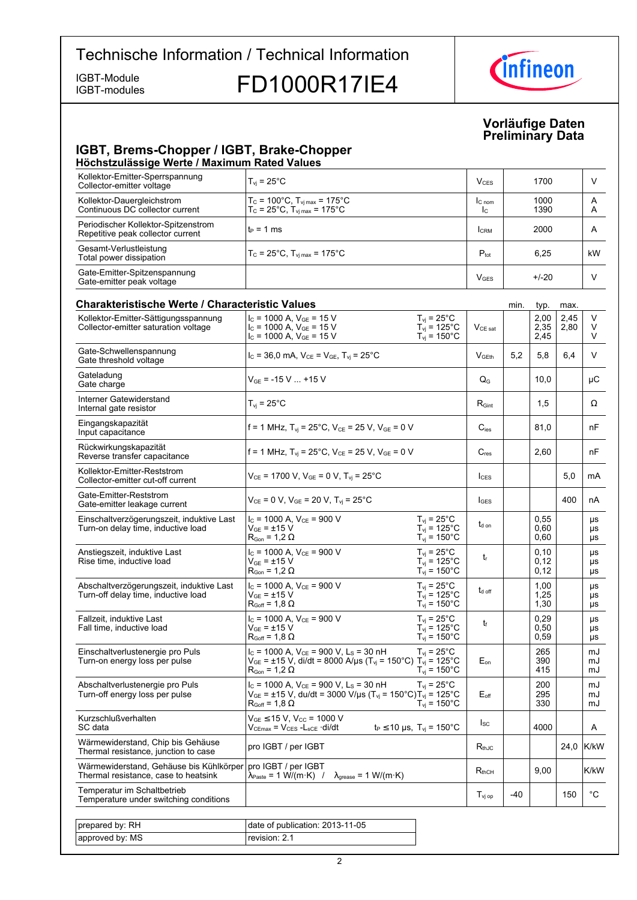# Technische Information / Technical Information

IGBT-Module
IGBT-modules

## FD1000R17IE4

**Vorläufige Daten**
**Preliminary Data**

### IGBT, Brems-Chopper / IGBT, Brake-Chopper

#### Höchstzulässige Werte / Maximum Rated Values

| | | | | |
|---|---|---|---|---|
| Kollektor-Emitter-Sperrspannung<br>Collector-emitter voltage | $T_{vj}$ = 25°C | $V_{CES}$ | 1700 | V |
| Kollektor-Dauergleichstrom<br>Continuous DC collector current | $T_C$ = 100°C, $T_{vj\,max}$ = 175°C<br>$T_C$ = 25°C, $T_{vj\,max}$ = 175°C | $I_{C\,nom}$<br>$I_C$ | 1000<br>1390 | A<br>A |
| Periodischer Kollektor-Spitzenstrom<br>Repetitive peak collector current | $t_P$ = 1 ms | $I_{CRM}$ | 2000 | A |
| Gesamt-Verlustleistung<br>Total power dissipation | $T_C$ = 25°C, $T_{vj\,max}$ = 175°C | $P_{tot}$ | 6,25 | kW |
| Gate-Emitter-Spitzenspannung<br>Gate-emitter peak voltage | | $V_{GES}$ | +/-20 | V |

#### Charakteristische Werte / Characteristic Values

| | | | | min. | typ. | max. | |
|---|---|---|---|---|---|---|---|
| Kollektor-Emitter-Sättigungsspannung<br>Collector-emitter saturation voltage | $I_C$ = 1000 A, $V_{GE}$ = 15 V<br>$I_C$ = 1000 A, $V_{GE}$ = 15 V<br>$I_C$ = 1000 A, $V_{GE}$ = 15 V | $T_{vj}$ = 25°C<br>$T_{vj}$ = 125°C<br>$T_{vj}$ = 150°C | $V_{CE\,sat}$ | | 2,00<br>2,35<br>2,45 | 2,45<br>2,80 | V<br>V<br>V |
| Gate-Schwellenspannung<br>Gate threshold voltage | $I_C$ = 36,0 mA, $V_{CE}$ = $V_{GE}$, $T_{vj}$ = 25°C | | $V_{GEth}$ | 5,2 | 5,8 | 6,4 | V |
| Gateladung<br>Gate charge | $V_{GE}$ = -15 V ... +15 V | | $Q_G$ | | 10,0 | | µC |
| Interner Gatewiderstand<br>Internal gate resistor | $T_{vj}$ = 25°C | | $R_{Gint}$ | | 1,5 | | Ω |
| Eingangskapazität<br>Input capacitance | f = 1 MHz, $T_{vj}$ = 25°C, $V_{CE}$ = 25 V, $V_{GE}$ = 0 V | | $C_{ies}$ | | 81,0 | | nF |
| Rückwirkungskapazität<br>Reverse transfer capacitance | f = 1 MHz, $T_{vj}$ = 25°C, $V_{CE}$ = 25 V, $V_{GE}$ = 0 V | | $C_{res}$ | | 2,60 | | nF |
| Kollektor-Emitter-Reststrom<br>Collector-emitter cut-off current | $V_{CE}$ = 1700 V, $V_{GE}$ = 0 V, $T_{vj}$ = 25°C | | $I_{CES}$ | | | 5,0 | mA |
| Gate-Emitter-Reststrom<br>Gate-emitter leakage current | $V_{CE}$ = 0 V, $V_{GE}$ = 20 V, $T_{vj}$ = 25°C | | $I_{GES}$ | | | 400 | nA |
| Einschaltverzögerungszeit, induktive Last<br>Turn-on delay time, inductive load | $I_C$ = 1000 A, $V_{CE}$ = 900 V<br>$V_{GE}$ = ±15 V<br>$R_{Gon}$ = 1,2 Ω | $T_{vj}$ = 25°C<br>$T_{vj}$ = 125°C<br>$T_{vj}$ = 150°C | $t_{d\,on}$ | | 0,55<br>0,60<br>0,60 | | µs<br>µs<br>µs |
| Anstiegszeit, induktive Last<br>Rise time, inductive load | $I_C$ = 1000 A, $V_{CE}$ = 900 V<br>$V_{GE}$ = ±15 V<br>$R_{Gon}$ = 1,2 Ω | $T_{vj}$ = 25°C<br>$T_{vj}$ = 125°C<br>$T_{vj}$ = 150°C | $t_r$ | | 0,10<br>0,12<br>0,12 | | µs<br>µs<br>µs |
| Abschaltverzögerungszeit, induktive Last<br>Turn-off delay time, inductive load | $I_C$ = 1000 A, $V_{CE}$ = 900 V<br>$V_{GE}$ = ±15 V<br>$R_{Goff}$ = 1,8 Ω | $T_{vj}$ = 25°C<br>$T_{vj}$ = 125°C<br>$T_{vj}$ = 150°C | $t_{d\,off}$ | | 1,00<br>1,25<br>1,30 | | µs<br>µs<br>µs |
| Fallzeit, induktive Last<br>Fall time, inductive load | $I_C$ = 1000 A, $V_{CE}$ = 900 V<br>$V_{GE}$ = ±15 V<br>$R_{Goff}$ = 1,8 Ω | $T_{vj}$ = 25°C<br>$T_{vj}$ = 125°C<br>$T_{vj}$ = 150°C | $t_f$ | | 0,29<br>0,50<br>0,59 | | µs<br>µs<br>µs |
| Einschaltverlustenergie pro Puls<br>Turn-on energy loss per pulse | $I_C$ = 1000 A, $V_{CE}$ = 900 V, $L_S$ = 30 nH<br>$V_{GE}$ = ±15 V, di/dt = 8000 A/µs ($T_{vj}$ = 150°C)<br>$R_{Gon}$ = 1,2 Ω | $T_{vj}$ = 25°C<br>$T_{vj}$ = 125°C<br>$T_{vj}$ = 150°C | $E_{on}$ | | 265<br>390<br>415 | | mJ<br>mJ<br>mJ |
| Abschaltverlustenergie pro Puls<br>Turn-off energy loss per pulse | $I_C$ = 1000 A, $V_{CE}$ = 900 V, $L_S$ = 30 nH<br>$V_{GE}$ = ±15 V, du/dt = 3000 V/µs ($T_{vj}$ = 150°C)<br>$R_{Goff}$ = 1,8 Ω | $T_{vj}$ = 25°C<br>$T_{vj}$ = 125°C<br>$T_{vj}$ = 150°C | $E_{off}$ | | 200<br>295<br>330 | | mJ<br>mJ<br>mJ |
| Kurzschlußverhalten<br>SC data | $V_{GE}$ ≤ 15 V, $V_{CC}$ = 1000 V<br>$V_{CEmax}$ = $V_{CES}$ - $L_{sCE}$ · di/dt | $t_P$ ≤ 10 µs, $T_{vj}$ = 150°C | $I_{SC}$ | | 4000 | | A |
| Wärmewiderstand, Chip bis Gehäuse<br>Thermal resistance, junction to case | pro IGBT / per IGBT | | $R_{thJC}$ | | | 24,0 | K/kW |
| Wärmewiderstand, Gehäuse bis Kühlkörper<br>Thermal resistance, case to heatsink | pro IGBT / per IGBT<br>$\lambda_{Paste}$ = 1 W/(m·K) / $\lambda_{grease}$ = 1 W/(m·K) | | $R_{thCH}$ | | 9,00 | | K/kW |
| Temperatur im Schaltbetrieb<br>Temperature under switching conditions | | | $T_{vj\,op}$ | -40 | | 150 | °C |

| | |
|---|---|
| prepared by: RH | date of publication: 2013-11-05 |
| approved by: MS | revision: 2.1 |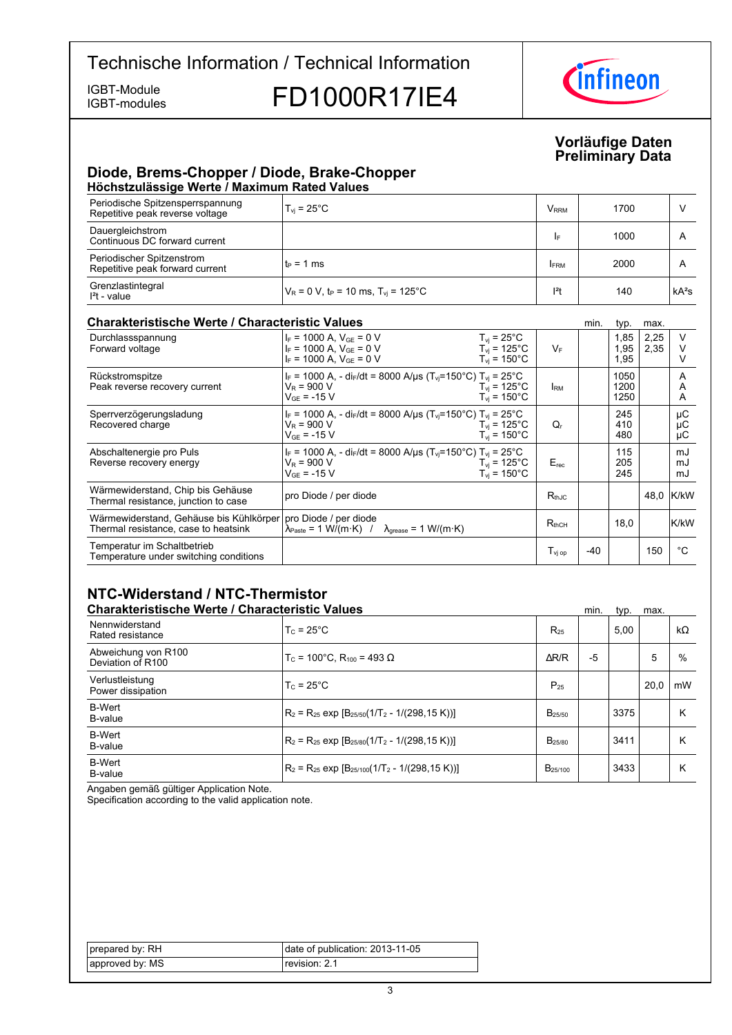# Technische Information / Technical Information

IGBT-Module
IGBT-modules

# FD1000R17IE4

**Vorläufige Daten**
**Preliminary Data**

## Diode, Brems-Chopper / Diode, Brake-Chopper

### Höchstzulässige Werte / Maximum Rated Values

| | | | | |
|---|---|---|---|---|
| Periodische Spitzensperrspannung<br>Repetitive peak reverse voltage | $T_{vj}$ = 25°C | $V_{RRM}$ | 1700 | V |
| Dauergleichstrom<br>Continuous DC forward current | | $I_F$ | 1000 | A |
| Periodischer Spitzenstrom<br>Repetitive peak forward current | $t_P$ = 1 ms | $I_{FRM}$ | 2000 | A |
| Grenzlastintegral<br>$I^2t$ - value | $V_R$ = 0 V, $t_P$ = 10 ms, $T_{vj}$ = 125°C | $I^2t$ | 140 | kA²s |

### Charakteristische Werte / Characteristic Values

| | | | | min. | typ. | max. | |
|---|---|---|---|---|---|---|---|
| Durchlassspannung<br>Forward voltage | $I_F$ = 1000 A, $V_{GE}$ = 0 V<br>$I_F$ = 1000 A, $V_{GE}$ = 0 V<br>$I_F$ = 1000 A, $V_{GE}$ = 0 V | $T_{vj}$ = 25°C<br>$T_{vj}$ = 125°C<br>$T_{vj}$ = 150°C | $V_F$ | | 1,85<br>1,95<br>1,95 | 2,25<br>2,35 | V<br>V<br>V |
| Rückstromspitze<br>Peak reverse recovery current | $I_F$ = 1000 A, - $di_F/dt$ = 8000 A/µs ($T_{vj}$=150°C)<br>$V_R$ = 900 V<br>$V_{GE}$ = -15 V | $T_{vj}$ = 25°C<br>$T_{vj}$ = 125°C<br>$T_{vj}$ = 150°C | $I_{RM}$ | | 1050<br>1200<br>1250 | | A<br>A<br>A |
| Sperrverzögerungsladung<br>Recovered charge | $I_F$ = 1000 A, - $di_F/dt$ = 8000 A/µs ($T_{vj}$=150°C)<br>$V_R$ = 900 V<br>$V_{GE}$ = -15 V | $T_{vj}$ = 25°C<br>$T_{vj}$ = 125°C<br>$T_{vj}$ = 150°C | $Q_r$ | | 245<br>410<br>480 | | µC<br>µC<br>µC |
| Abschaltenergie pro Puls<br>Reverse recovery energy | $I_F$ = 1000 A, - $di_F/dt$ = 8000 A/µs ($T_{vj}$=150°C)<br>$V_R$ = 900 V<br>$V_{GE}$ = -15 V | $T_{vj}$ = 25°C<br>$T_{vj}$ = 125°C<br>$T_{vj}$ = 150°C | $E_{rec}$ | | 115<br>205<br>245 | | mJ<br>mJ<br>mJ |
| Wärmewiderstand, Chip bis Gehäuse<br>Thermal resistance, junction to case | pro Diode / per diode | | $R_{thJC}$ | | | 48,0 | K/kW |
| Wärmewiderstand, Gehäuse bis Kühlkörper<br>Thermal resistance, case to heatsink | pro Diode / per diode<br>$\lambda_{Paste}$ = 1 W/(m·K) / $\lambda_{grease}$ = 1 W/(m·K) | | $R_{thCH}$ | | 18,0 | | K/kW |
| Temperatur im Schaltbetrieb<br>Temperature under switching conditions | | | $T_{vj\ op}$ | -40 | | 150 | °C |

## NTC-Widerstand / NTC-Thermistor

### Charakteristische Werte / Characteristic Values

| | | | min. | typ. | max. | |
|---|---|---|---|---|---|---|
| Nennwiderstand<br>Rated resistance | $T_C$ = 25°C | $R_{25}$ | | 5,00 | | kΩ |
| Abweichung von R100<br>Deviation of R100 | $T_C$ = 100°C, $R_{100}$ = 493 Ω | ΔR/R | -5 | | 5 | % |
| Verlustleistung<br>Power dissipation | $T_C$ = 25°C | $P_{25}$ | | | 20,0 | mW |
| B-Wert<br>B-value | $R_2 = R_{25} \exp [B_{25/50}(1/T_2 - 1/(298,15\ K))]$ | $B_{25/50}$ | | 3375 | | K |
| B-Wert<br>B-value | $R_2 = R_{25} \exp [B_{25/80}(1/T_2 - 1/(298,15\ K))]$ | $B_{25/80}$ | | 3411 | | K |
| B-Wert<br>B-value | $R_2 = R_{25} \exp [B_{25/100}(1/T_2 - 1/(298,15\ K))]$ | $B_{25/100}$ | | 3433 | | K |

Angaben gemäß gültiger Application Note.
Specification according to the valid application note.

| | |
|---|---|
| prepared by: RH | date of publication: 2013-11-05 |
| approved by: MS | revision: 2.1 |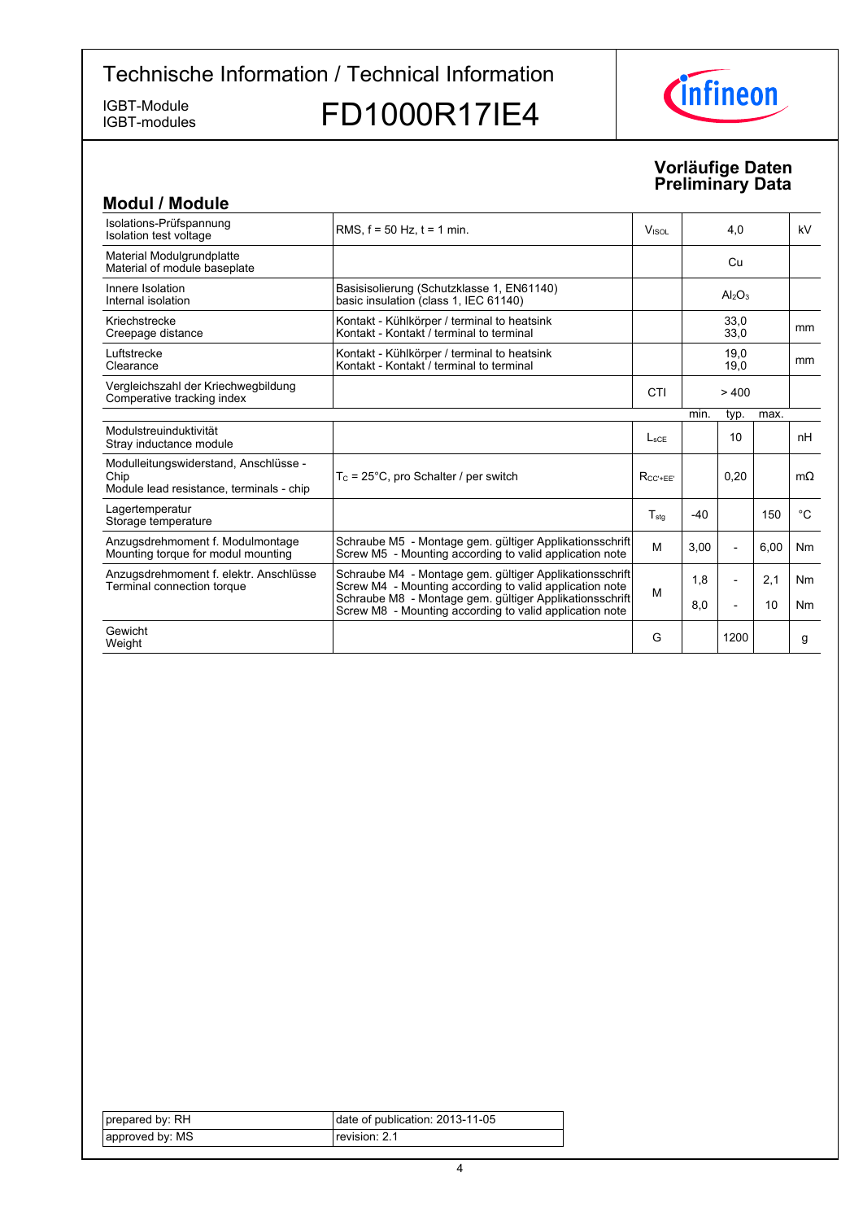Technische Information / Technical Information

IGBT-Module
IGBT-modules

# FD1000R17IE4

**Vorläufige Daten**
**Preliminary Data**

## Modul / Module

| | | | | | | | |
|---|---|---|---|---|---|---|---|
| Isolations-Prüfspannung<br>Isolation test voltage | RMS, f = 50 Hz, t = 1 min. | $V_{ISOL}$ | | 4,0 | | kV |
| Material Modulgrundplatte<br>Material of module baseplate | | | | Cu | | |
| Innere Isolation<br>Internal isolation | Basisisolierung (Schutzklasse 1, EN61140)<br>basic insulation (class 1, IEC 61140) | | | $Al_2O_3$ | | |
| Kriechstrecke<br>Creepage distance | Kontakt - Kühlkörper / terminal to heatsink<br>Kontakt - Kontakt / terminal to terminal | | | 33,0<br>33,0 | | mm |
| Luftstrecke<br>Clearance | Kontakt - Kühlkörper / terminal to heatsink<br>Kontakt - Kontakt / terminal to terminal | | | 19,0<br>19,0 | | mm |
| Vergleichszahl der Kriechwegbildung<br>Comparative tracking index | | CTI | | > 400 | | |
| | | | min. | typ. | max. | |
| Modulstreuinduktivität<br>Stray inductance module | | $L_{sCE}$ | | 10 | | nH |
| Modulleitungswiderstand, Anschlüsse - Chip<br>Module lead resistance, terminals - chip | $T_C$ = 25°C, pro Schalter / per switch | $R_{CC'+EE'}$ | | 0,20 | | mΩ |
| Lagertemperatur<br>Storage temperature | | $T_{stg}$ | -40 | | 150 | °C |
| Anzugsdrehmoment f. Modulmontage<br>Mounting torque for modul mounting | Schraube M5 - Montage gem. gültiger Applikationsschrift<br>Screw M5 - Mounting according to valid application note | M | 3,00 | - | 6,00 | Nm |
| Anzugsdrehmoment f. elektr. Anschlüsse<br>Terminal connection torque | Schraube M4 - Montage gem. gültiger Applikationsschrift<br>Screw M4 - Mounting according to valid application note | M | 1,8 | - | 2,1 | Nm |
| | Schraube M8 - Montage gem. gültiger Applikationsschrift<br>Screw M8 - Mounting according to valid application note | | 8,0 | - | 10 | Nm |
| Gewicht<br>Weight | | G | | 1200 | | g |

| | |
|---|---|
| prepared by: RH | date of publication: 2013-11-05 |
| approved by: MS | revision: 2.1 |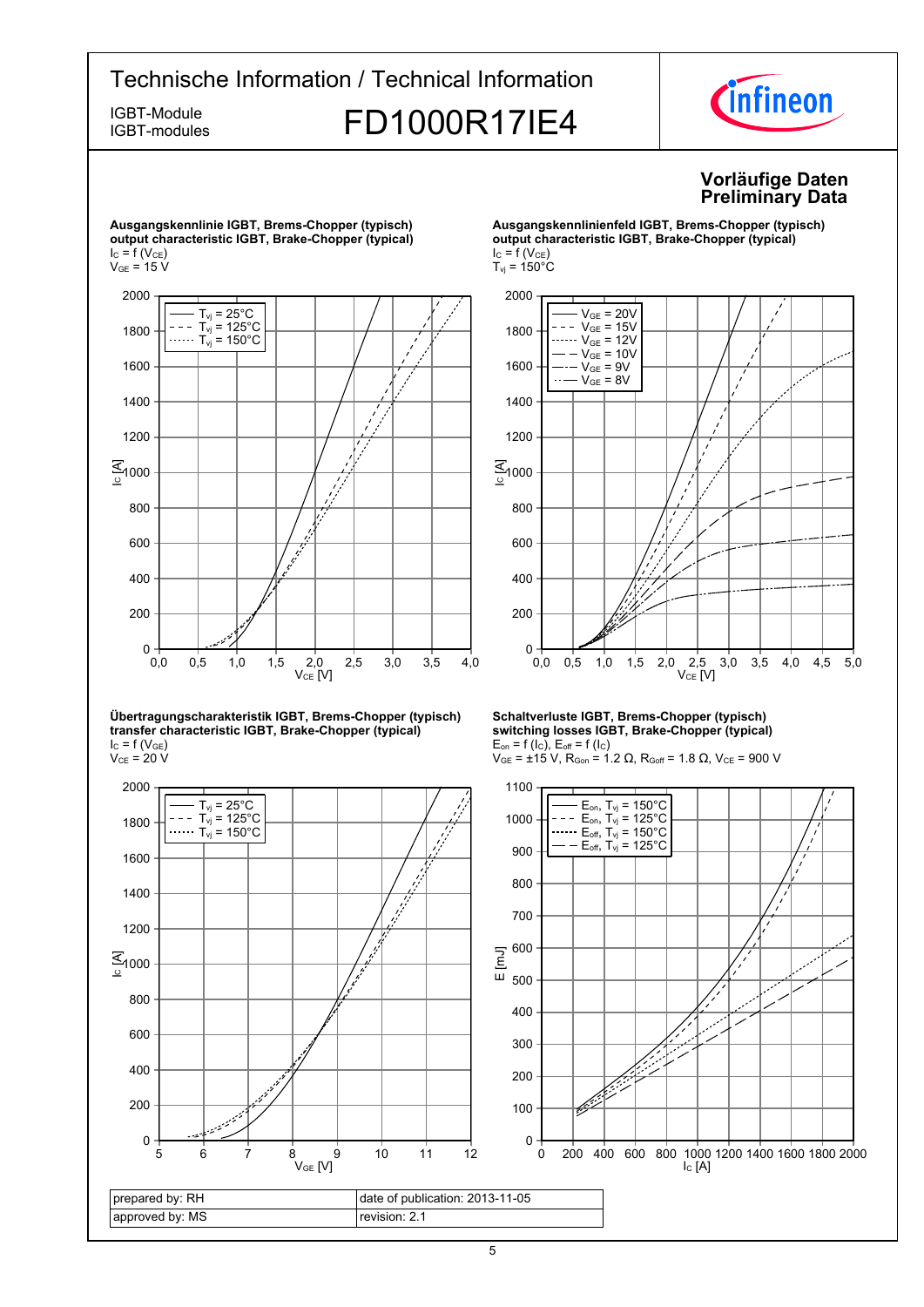**Vorläufige Daten**
**Preliminary Data**

**Ausgangskennlinie IGBT, Brems-Chopper (typisch)**
**output characteristic IGBT, Brake-Chopper (typical)**
$I_C = f(V_{CE})$
$V_{GE} = 15$ V

**Ausgangskennlinienfeld IGBT, Brems-Chopper (typisch)**
**output characteristic IGBT, Brake-Chopper (typical)**
$I_C = f(V_{CE})$
$T_{vj} = 150°C$

**Übertragungscharakteristik IGBT, Brems-Chopper (typisch)**
**transfer characteristic IGBT, Brake-Chopper (typical)**
$I_C = f(V_{GE})$
$V_{CE} = 20$ V

**Schaltverluste IGBT, Brems-Chopper (typisch)**
**switching losses IGBT, Brake-Chopper (typical)**
$E_{on} = f(I_C)$, $E_{off} = f(I_C)$
$V_{GE} = ±15$ V, $R_{Gon} = 1.2\ \Omega$, $R_{Goff} = 1.8\ \Omega$, $V_{CE} = 900$ V

| prepared by: RH | date of publication: 2013-11-05 |
|---|---|
| approved by: MS | revision: 2.1 |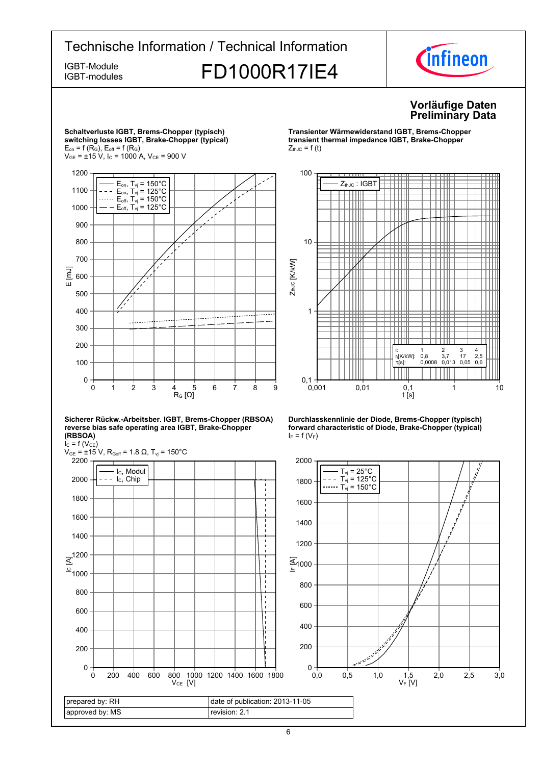# Technische Information / Technical Information

IGBT-Module
IGBT-modules

## FD1000R17IE4

**Vorläufige Daten**
**Preliminary Data**

**Schaltverluste IGBT, Brems-Chopper (typisch)**
**switching losses IGBT, Brake-Chopper (typical)**
$E_{on} = f(R_G)$, $E_{off} = f(R_G)$
$V_{GE} = \pm 15$ V, $I_C = 1000$ A, $V_{CE} = 900$ V

Legend: $E_{on}$, $T_{vj} = 150°C$; $E_{on}$, $T_{vj} = 125°C$; $E_{off}$, $T_{vj} = 150°C$; $E_{off}$, $T_{vj} = 125°C$

Axes: E [mJ] vs. $R_G$ [Ω]

**Transienter Wärmewiderstand IGBT, Brems-Chopper**
**transient thermal impedance IGBT, Brake-Chopper**
$Z_{thJC} = f(t)$

Legend: $Z_{thJC}$ : IGBT

Axes: $Z_{thJC}$ [K/kW] vs. t [s]

| i: | 1 | 2 | 3 | 4 |
|---|---|---|---|---|
| $r_i$[K/kW]: | 0,8 | 3,7 | 17 | 2,5 |
| $\tau_i$[s]: | 0,0008 | 0,013 | 0,05 | 0,6 |

**Sicherer Rückw.-Arbeitsber. IGBT, Brems-Chopper (RBSOA)**
**reverse bias safe operating area IGBT, Brake-Chopper (RBSOA)**
$I_C = f(V_{CE})$
$V_{GE} = \pm 15$ V, $R_{Goff} = 1.8$ Ω, $T_{vj} = 150°C$

Legend: $I_C$, Modul; $I_C$, Chip

Axes: $I_C$ [A] vs. $V_{CE}$ [V]

**Durchlasskennlinie der Diode, Brems-Chopper (typisch)**
**forward characteristic of Diode, Brake-Chopper (typical)**
$I_F = f(V_F)$

Legend: $T_{vj} = 25°C$; $T_{vj} = 125°C$; $T_{vj} = 150°C$

Axes: $I_F$ [A] vs. $V_F$ [V]

| prepared by: RH | date of publication: 2013-11-05 |
|---|---|
| approved by: MS | revision: 2.1 |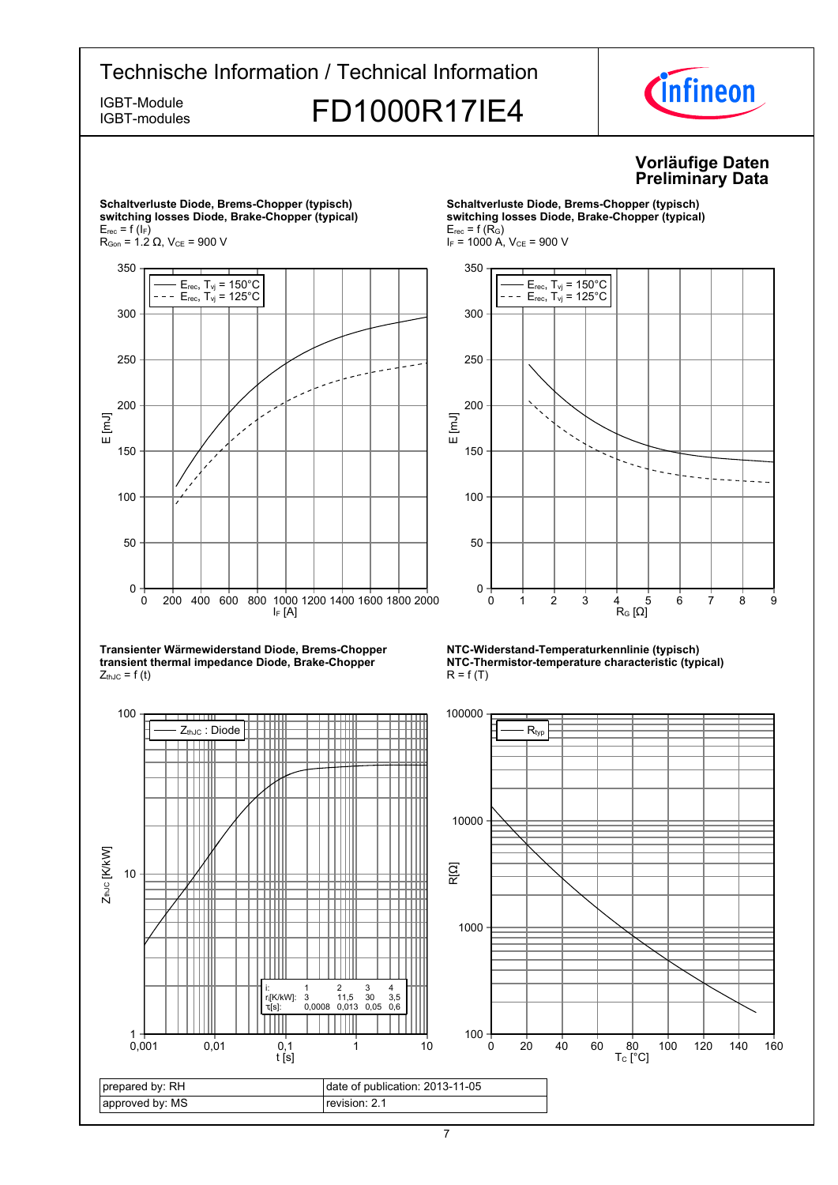# Technische Information / Technical Information

IGBT-Module
IGBT-modules

## FD1000R17IE4

**Vorläufige Daten**
**Preliminary Data**

**Schaltverluste Diode, Brems-Chopper (typisch)**
**switching losses Diode, Brake-Chopper (typical)**
$E_{rec} = f(I_F)$
$R_{Gon} = 1.2\ \Omega$, $V_{CE} = 900\ V$

**Schaltverluste Diode, Brems-Chopper (typisch)**
**switching losses Diode, Brake-Chopper (typical)**
$E_{rec} = f(R_G)$
$I_F = 1000\ A$, $V_{CE} = 900\ V$

**Transienter Wärmewiderstand Diode, Brems-Chopper**
**transient thermal impedance Diode, Brake-Chopper**
$Z_{thJC} = f(t)$

| i: | 1 | 2 | 3 | 4 |
|---|---|---|---|---|
| $r_i$[K/kW]: | 3 | 11,5 | 30 | 3,5 |
| $\tau_i$[s]: | 0,0008 | 0,013 | 0,05 | 0,6 |

**NTC-Widerstand-Temperaturkennlinie (typisch)**
**NTC-Thermistor-temperature characteristic (typical)**
$R = f(T)$

| prepared by: RH | date of publication: 2013-11-05 |
|---|---|
| approved by: MS | revision: 2.1 |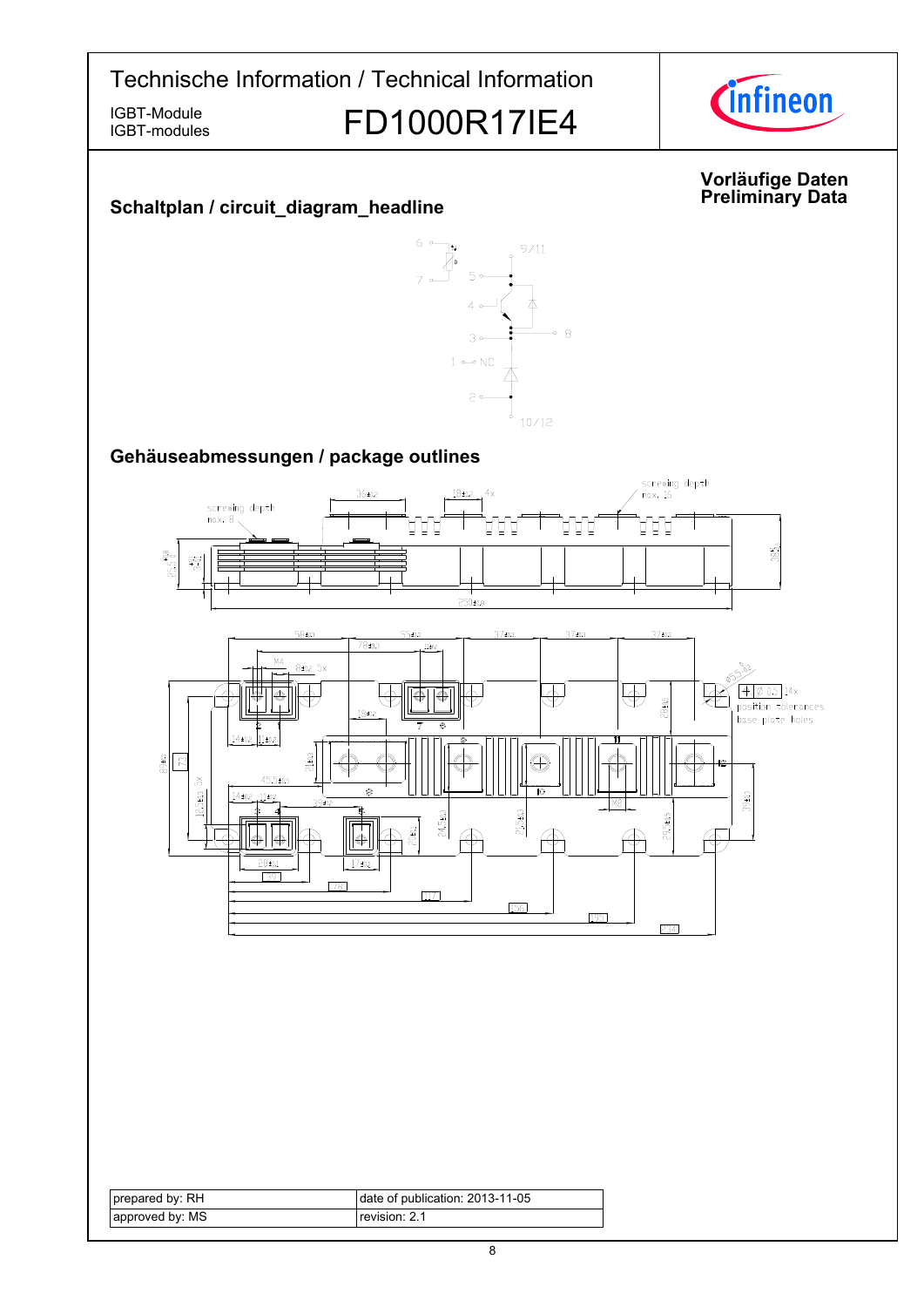Vorläufige Daten
Preliminary Data

## Schaltplan / circuit_diagram_headline

## Gehäuseabmessungen / package outlines

| prepared by: RH | date of publication: 2013-11-05 |
| --- | --- |
| approved by: MS | revision: 2.1 |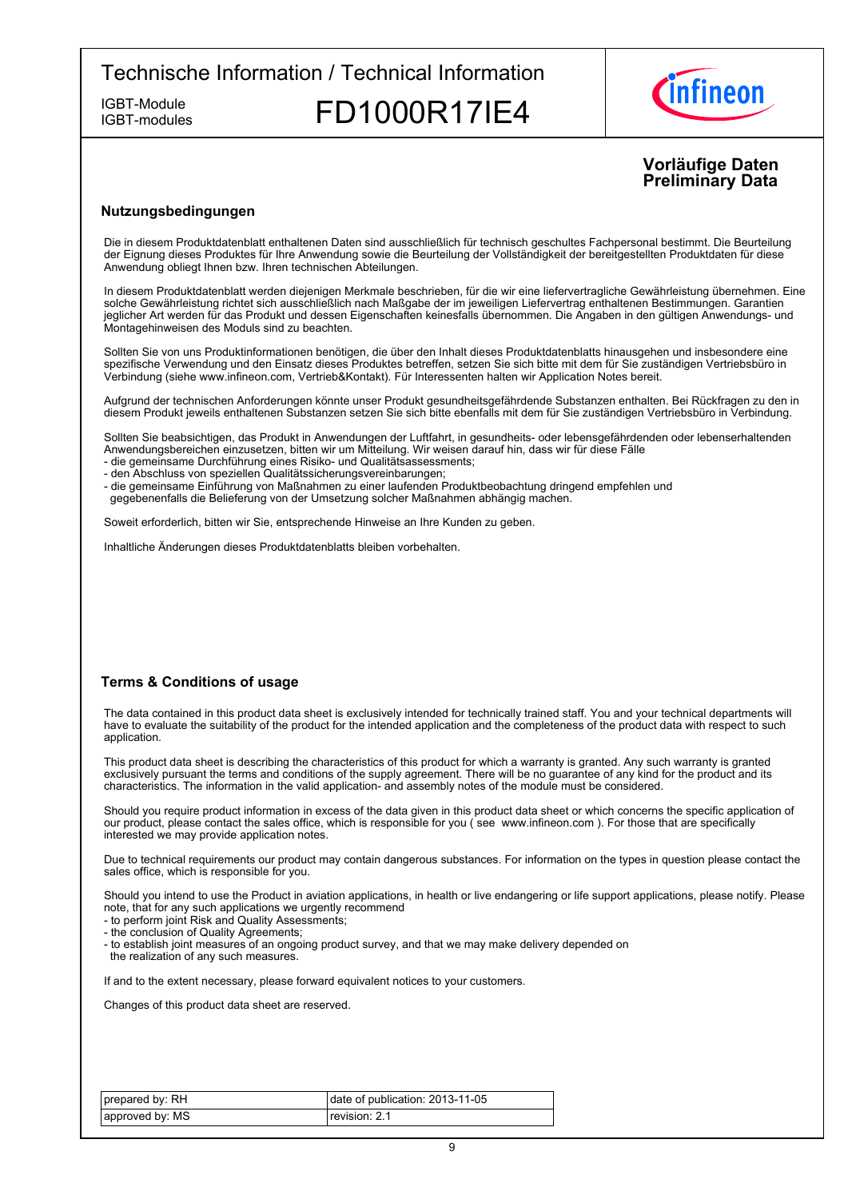**Vorläufige Daten**
**Preliminary Data**

## Nutzungsbedingungen

Die in diesem Produktdatenblatt enthaltenen Daten sind ausschließlich für technisch geschultes Fachpersonal bestimmt. Die Beurteilung der Eignung dieses Produktes für Ihre Anwendung sowie die Beurteilung der Vollständigkeit der bereitgestellten Produktdaten für diese Anwendung obliegt Ihnen bzw. Ihren technischen Abteilungen.

In diesem Produktdatenblatt werden diejenigen Merkmale beschrieben, für die wir eine liefervertragliche Gewährleistung übernehmen. Eine solche Gewährleistung richtet sich ausschließlich nach Maßgabe der im jeweiligen Liefervertrag enthaltenen Bestimmungen. Garantien jeglicher Art werden für das Produkt und dessen Eigenschaften keinesfalls übernommen. Die Angaben in den gültigen Anwendungs- und Montagehinweisen des Moduls sind zu beachten.

Sollten Sie von uns Produktinformationen benötigen, die über den Inhalt dieses Produktdatenblatts hinausgehen und insbesondere eine spezifische Verwendung und den Einsatz dieses Produktes betreffen, setzen Sie sich bitte mit dem für Sie zuständigen Vertriebsbüro in Verbindung (siehe www.infineon.com, Vertrieb&Kontakt). Für Interessenten halten wir Application Notes bereit.

Aufgrund der technischen Anforderungen könnte unser Produkt gesundheitsgefährdende Substanzen enthalten. Bei Rückfragen zu den in diesem Produkt jeweils enthaltenen Substanzen setzen Sie sich bitte ebenfalls mit dem für Sie zuständigen Vertriebsbüro in Verbindung.

Sollten Sie beabsichtigen, das Produkt in Anwendungen der Luftfahrt, in gesundheits- oder lebensgefährdenden oder lebenserhaltenden Anwendungsbereichen einzusetzen, bitten wir um Mitteilung. Wir weisen darauf hin, dass wir für diese Fälle
- die gemeinsame Durchführung eines Risiko- und Qualitätsassessments;
- den Abschluss von speziellen Qualitätssicherungsvereinbarungen;
- die gemeinsame Einführung von Maßnahmen zu einer laufenden Produktbeobachtung dringend empfehlen und gegebenenfalls die Belieferung von der Umsetzung solcher Maßnahmen abhängig machen.

Soweit erforderlich, bitten wir Sie, entsprechende Hinweise an Ihre Kunden zu geben.

Inhaltliche Änderungen dieses Produktdatenblatts bleiben vorbehalten.

## Terms & Conditions of usage

The data contained in this product data sheet is exclusively intended for technically trained staff. You and your technical departments will have to evaluate the suitability of the product for the intended application and the completeness of the product data with respect to such application.

This product data sheet is describing the characteristics of this product for which a warranty is granted. Any such warranty is granted exclusively pursuant the terms and conditions of the supply agreement. There will be no guarantee of any kind for the product and its characteristics. The information in the valid application- and assembly notes of the module must be considered.

Should you require product information in excess of the data given in this product data sheet or which concerns the specific application of our product, please contact the sales office, which is responsible for you ( see www.infineon.com ). For those that are specifically interested we may provide application notes.

Due to technical requirements our product may contain dangerous substances. For information on the types in question please contact the sales office, which is responsible for you.

Should you intend to use the Product in aviation applications, in health or live endangering or life support applications, please notify. Please note, that for any such applications we urgently recommend
- to perform joint Risk and Quality Assessments;
- the conclusion of Quality Agreements;
- to establish joint measures of an ongoing product survey, and that we may make delivery depended on the realization of any such measures.

If and to the extent necessary, please forward equivalent notices to your customers.

Changes of this product data sheet are reserved.

| | |
|---|---|
| prepared by: RH | date of publication: 2013-11-05 |
| approved by: MS | revision: 2.1 |